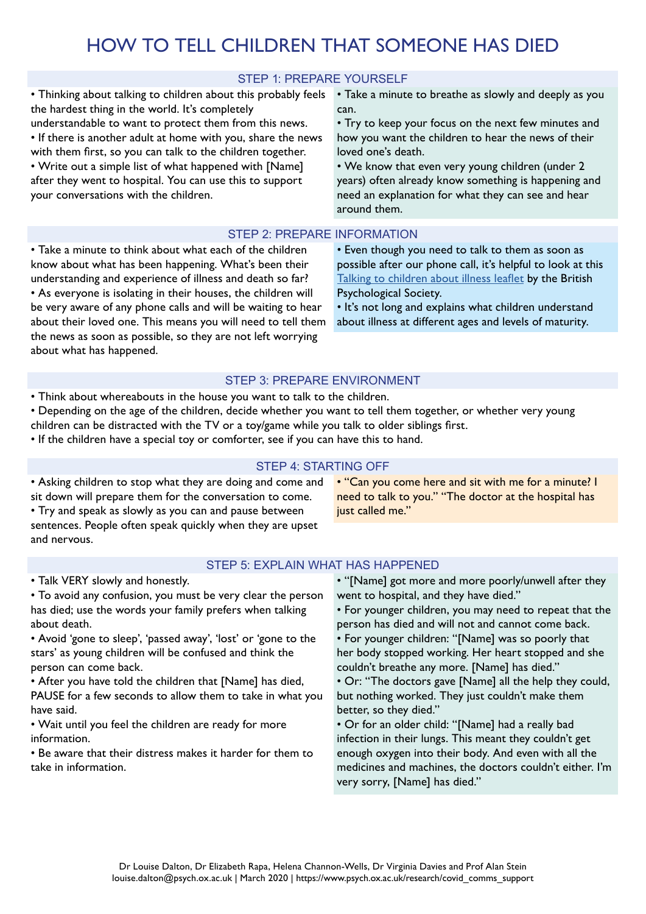# HOW TO TELL CHILDREN THAT SOMEONE HAS DIED

## STEP 1: PREPARE YOURSELF

- Thinking about talking to children about this probably feels the hardest thing in the world. It's completely understandable to want to protect them from this news.
- If there is another adult at home with you, share the news with them first, so you can talk to the children together.
- Write out a simple list of what happened with [Name] after they went to hospital. You can use this to support your conversations with the children.

- Take a minute to breathe as slowly and deeply as you can.
- Try to keep your focus on the next few minutes and how you want the children to hear the news of their loved one's death.
- We know that even very young children (under 2 years) often already know something is happening and need an explanation for what they can see and hear around them.

## STEP 2: PREPARE INFORMATION

- Take a minute to think about what each of the children know about what has been happening. What's been their understanding and experience of illness and death so far?
- As everyone is isolating in their houses, the children will be very aware of any phone calls and will be waiting to hear about their loved one. This means you will need to tell them the news as soon as possible, so they are not left worrying about what has happened.

- Even though you need to talk to them as soon as possible after our phone call, it's helpful to look at this Talking to children about illness leaflet by the British Psychological Society.
- It's not long and explains what children understand about illness at different ages and levels of maturity.

## STEP 3: PREPARE ENVIRONMENT

- Think about whereabouts in the house you want to talk to the children.
- Depending on the age of the children, decide whether you want to tell them together, or whether very young children can be distracted with the TV or a toy/game while you talk to older siblings first.
- If the children have a special toy or comforter, see if you can have this to hand.

## STEP 4: STARTING OFF

- Asking children to stop what they are doing and come and sit down will prepare them for the conversation to come.
- Try and speak as slowly as you can and pause between sentences. People often speak quickly when they are upset and nervous.

- "Can you come here and sit with me for a minute? I need to talk to you." "The doctor at the hospital has just called me."

## STEP 5: EXPLAIN WHAT HAS HAPPENED

- Talk VERY slowly and honestly.
- To avoid any confusion, you must be very clear the person has died; use the words your family prefers when talking about death.
- Avoid 'gone to sleep', 'passed away', 'lost' or 'gone to the stars' as young children will be confused and think the person can come back.
- After you have told the children that [Name] has died, PAUSE for a few seconds to allow them to take in what you have said.
- Wait until you feel the children are ready for more information.
- Be aware that their distress makes it harder for them to take in information.

- "[Name] got more and more poorly/unwell after they went to hospital, and they have died."
- For younger children, you may need to repeat that the person has died and will not and cannot come back.
- For younger children: "[Name] was so poorly that her body stopped working. Her heart stopped and she couldn't breathe any more. [Name] has died."
- Or: "The doctors gave [Name] all the help they could, but nothing worked. They just couldn't make them better, so they died."
- Or for an older child: "[Name] had a really bad infection in their lungs. This meant they couldn't get enough oxygen into their body. And even with all the medicines and machines, the doctors couldn't either. I'm very sorry, [Name] has died."

Dr Louise Dalton, Dr Elizabeth Rapa, Helena Channon-Wells, Dr Virginia Davies and Prof Alan Stein
louise.dalton@psych.ox.ac.uk | March 2020 | https://www.psych.ox.ac.uk/research/covid_comms_support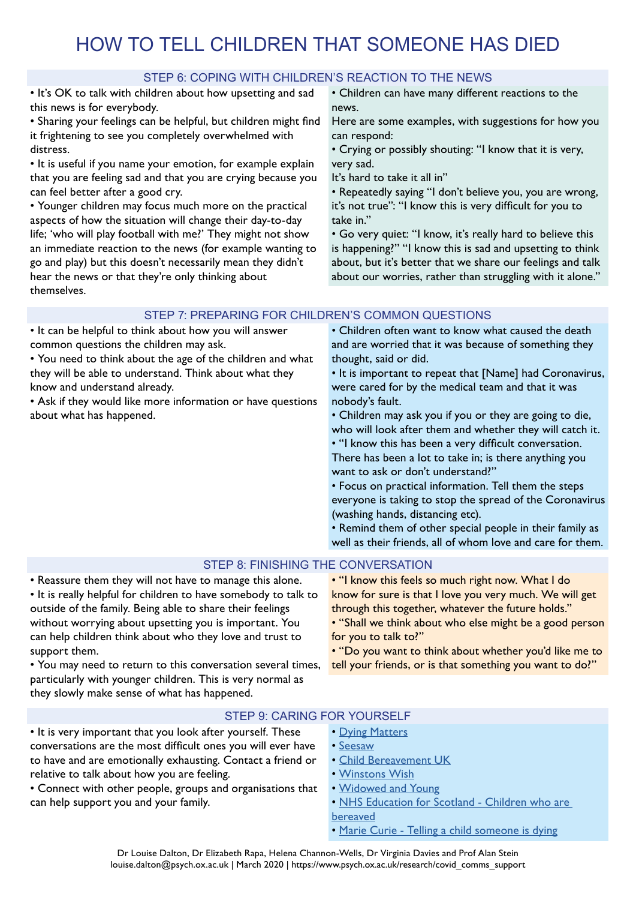# HOW TO TELL CHILDREN THAT SOMEONE HAS DIED

## STEP 6: COPING WITH CHILDREN'S REACTION TO THE NEWS

• It's OK to talk with children about how upsetting and sad this news is for everybody.
• Sharing your feelings can be helpful, but children might find it frightening to see you completely overwhelmed with distress.
• It is useful if you name your emotion, for example explain that you are feeling sad and that you are crying because you can feel better after a good cry.
• Younger children may focus much more on the practical aspects of how the situation will change their day-to-day life; 'who will play football with me?' They might not show an immediate reaction to the news (for example wanting to go and play) but this doesn't necessarily mean they didn't hear the news or that they're only thinking about themselves.

• Children can have many different reactions to the news.
Here are some examples, with suggestions for how you can respond:
• Crying or possibly shouting: "I know that it is very, very sad.
It's hard to take it all in"
• Repeatedly saying "I don't believe you, you are wrong, it's not true": "I know this is very difficult for you to take in."
• Go very quiet: "I know, it's really hard to believe this is happening?" "I know this is sad and upsetting to think about, but it's better that we share our feelings and talk about our worries, rather than struggling with it alone."

## STEP 7: PREPARING FOR CHILDREN'S COMMON QUESTIONS

• It can be helpful to think about how you will answer common questions the children may ask.
• You need to think about the age of the children and what they will be able to understand. Think about what they know and understand already.
• Ask if they would like more information or have questions about what has happened.

• Children often want to know what caused the death and are worried that it was because of something they thought, said or did.
• It is important to repeat that [Name] had Coronavirus, were cared for by the medical team and that it was nobody's fault.
• Children may ask you if you or they are going to die, who will look after them and whether they will catch it.
• "I know this has been a very difficult conversation. There has been a lot to take in; is there anything you want to ask or don't understand?"
• Focus on practical information. Tell them the steps everyone is taking to stop the spread of the Coronavirus (washing hands, distancing etc).
• Remind them of other special people in their family as well as their friends, all of whom love and care for them.

## STEP 8: FINISHING THE CONVERSATION

• Reassure them they will not have to manage this alone.
• It is really helpful for children to have somebody to talk to outside of the family. Being able to share their feelings without worrying about upsetting you is important. You can help children think about who they love and trust to support them.
• You may need to return to this conversation several times, particularly with younger children. This is very normal as they slowly make sense of what has happened.

• "I know this feels so much right now. What I do know for sure is that I love you very much. We will get through this together, whatever the future holds."
• "Shall we think about who else might be a good person for you to talk to?"
• "Do you want to think about whether you'd like me to tell your friends, or is that something you want to do?"

## STEP 9: CARING FOR YOURSELF

• It is very important that you look after yourself. These conversations are the most difficult ones you will ever have to have and are emotionally exhausting. Contact a friend or relative to talk about how you are feeling.
• Connect with other people, groups and organisations that can help support you and your family.

• Dying Matters
• Seesaw
• Child Bereavement UK
• Winstons Wish
• Widowed and Young
• NHS Education for Scotland - Children who are bereaved
• Marie Curie - Telling a child someone is dying

Dr Louise Dalton, Dr Elizabeth Rapa, Helena Channon-Wells, Dr Virginia Davies and Prof Alan Stein
louise.dalton@psych.ox.ac.uk | March 2020 | https://www.psych.ox.ac.uk/research/covid_comms_support